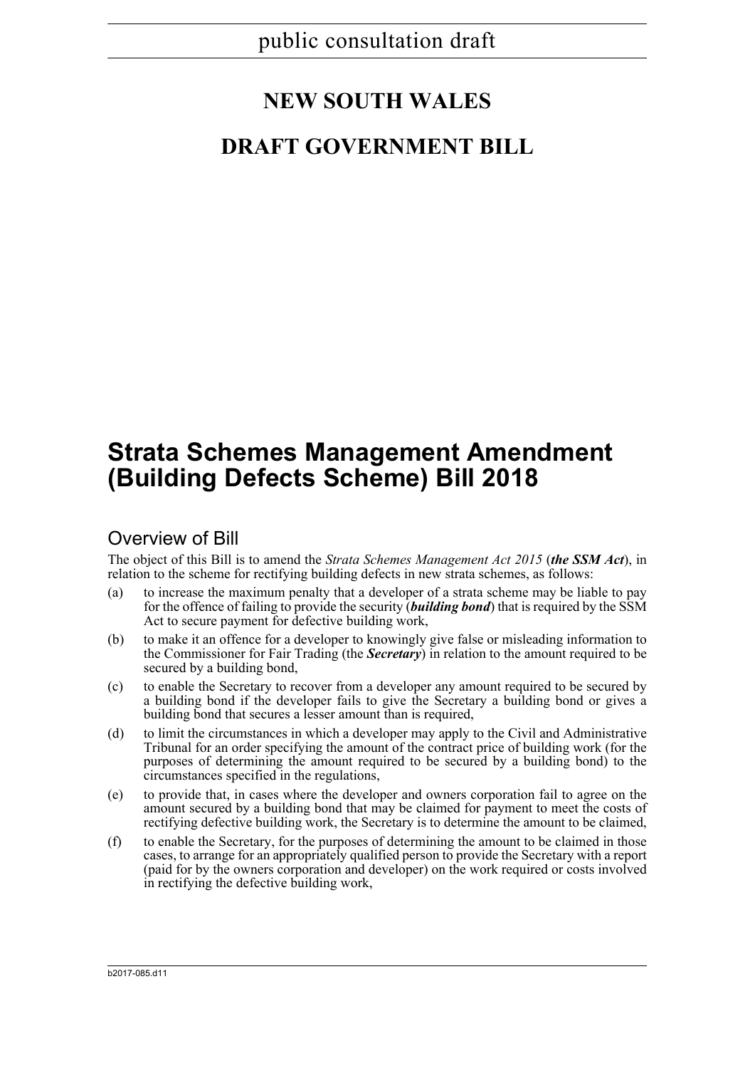public consultation draft

# NEW SOUTH WALES

# DRAFT GOVERNMENT BILL

# Strata Schemes Management Amendment (Building Defects Scheme) Bill 2018

## Overview of Bill

The object of this Bill is to amend the *Strata Schemes Management Act 2015* (***the SSM Act***), in relation to the scheme for rectifying building defects in new strata schemes, as follows:

(a) to increase the maximum penalty that a developer of a strata scheme may be liable to pay for the offence of failing to provide the security (***building bond***) that is required by the SSM Act to secure payment for defective building work,

(b) to make it an offence for a developer to knowingly give false or misleading information to the Commissioner for Fair Trading (the ***Secretary***) in relation to the amount required to be secured by a building bond,

(c) to enable the Secretary to recover from a developer any amount required to be secured by a building bond if the developer fails to give the Secretary a building bond or gives a building bond that secures a lesser amount than is required,

(d) to limit the circumstances in which a developer may apply to the Civil and Administrative Tribunal for an order specifying the amount of the contract price of building work (for the purposes of determining the amount required to be secured by a building bond) to the circumstances specified in the regulations,

(e) to provide that, in cases where the developer and owners corporation fail to agree on the amount secured by a building bond that may be claimed for payment to meet the costs of rectifying defective building work, the Secretary is to determine the amount to be claimed,

(f) to enable the Secretary, for the purposes of determining the amount to be claimed in those cases, to arrange for an appropriately qualified person to provide the Secretary with a report (paid for by the owners corporation and developer) on the work required or costs involved in rectifying the defective building work,

b2017-085.d11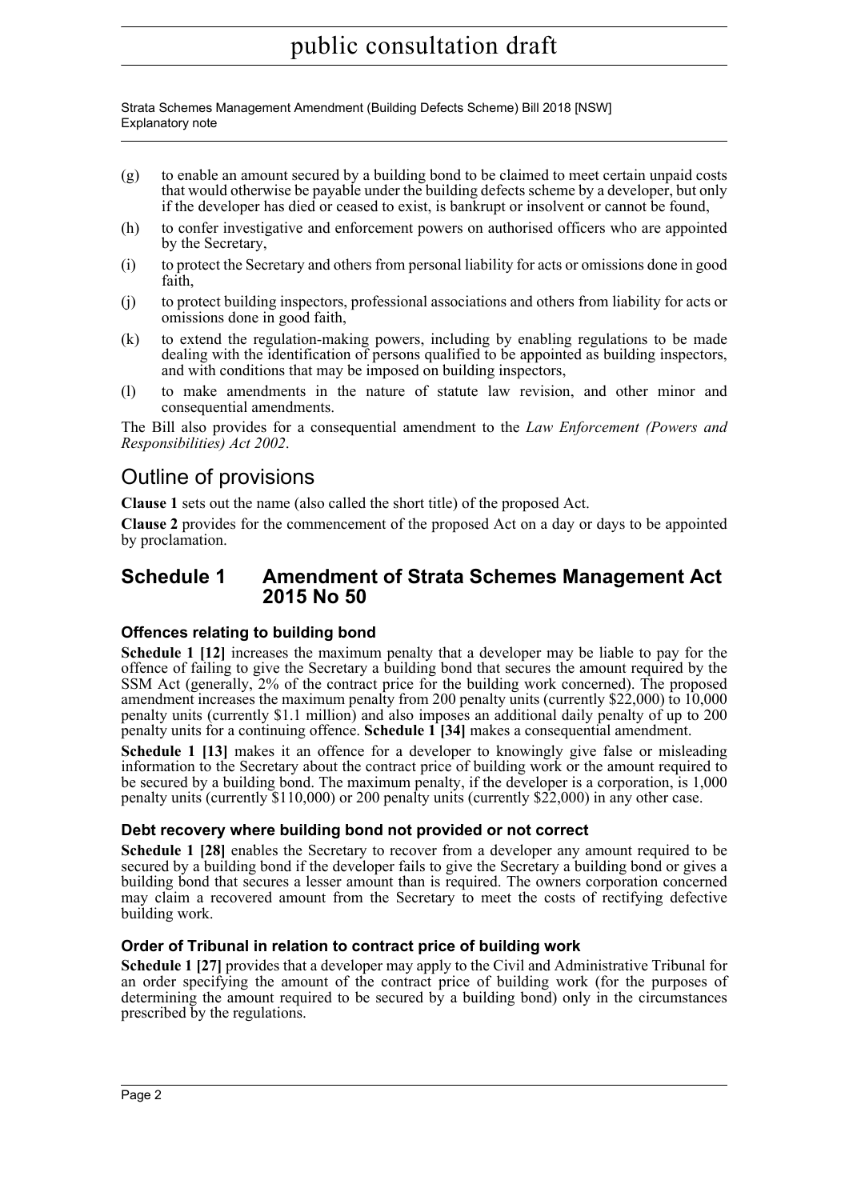(g) to enable an amount secured by a building bond to be claimed to meet certain unpaid costs that would otherwise be payable under the building defects scheme by a developer, but only if the developer has died or ceased to exist, is bankrupt or insolvent or cannot be found,

(h) to confer investigative and enforcement powers on authorised officers who are appointed by the Secretary,

(i) to protect the Secretary and others from personal liability for acts or omissions done in good faith,

(j) to protect building inspectors, professional associations and others from liability for acts or omissions done in good faith,

(k) to extend the regulation-making powers, including by enabling regulations to be made dealing with the identification of persons qualified to be appointed as building inspectors, and with conditions that may be imposed on building inspectors,

(l) to make amendments in the nature of statute law revision, and other minor and consequential amendments.

The Bill also provides for a consequential amendment to the *Law Enforcement (Powers and Responsibilities) Act 2002*.

# Outline of provisions

**Clause 1** sets out the name (also called the short title) of the proposed Act.

**Clause 2** provides for the commencement of the proposed Act on a day or days to be appointed by proclamation.

## Schedule 1 Amendment of Strata Schemes Management Act 2015 No 50

### Offences relating to building bond

**Schedule 1 [12]** increases the maximum penalty that a developer may be liable to pay for the offence of failing to give the Secretary a building bond that secures the amount required by the SSM Act (generally, 2% of the contract price for the building work concerned). The proposed amendment increases the maximum penalty from 200 penalty units (currently $22,000) to 10,000 penalty units (currently $1.1 million) and also imposes an additional daily penalty of up to 200 penalty units for a continuing offence. **Schedule 1 [34]** makes a consequential amendment.

**Schedule 1 [13]** makes it an offence for a developer to knowingly give false or misleading information to the Secretary about the contract price of building work or the amount required to be secured by a building bond. The maximum penalty, if the developer is a corporation, is 1,000 penalty units (currently $110,000) or 200 penalty units (currently $22,000) in any other case.

### Debt recovery where building bond not provided or not correct

**Schedule 1 [28]** enables the Secretary to recover from a developer any amount required to be secured by a building bond if the developer fails to give the Secretary a building bond or gives a building bond that secures a lesser amount than is required. The owners corporation concerned may claim a recovered amount from the Secretary to meet the costs of rectifying defective building work.

### Order of Tribunal in relation to contract price of building work

**Schedule 1 [27]** provides that a developer may apply to the Civil and Administrative Tribunal for an order specifying the amount of the contract price of building work (for the purposes of determining the amount required to be secured by a building bond) only in the circumstances prescribed by the regulations.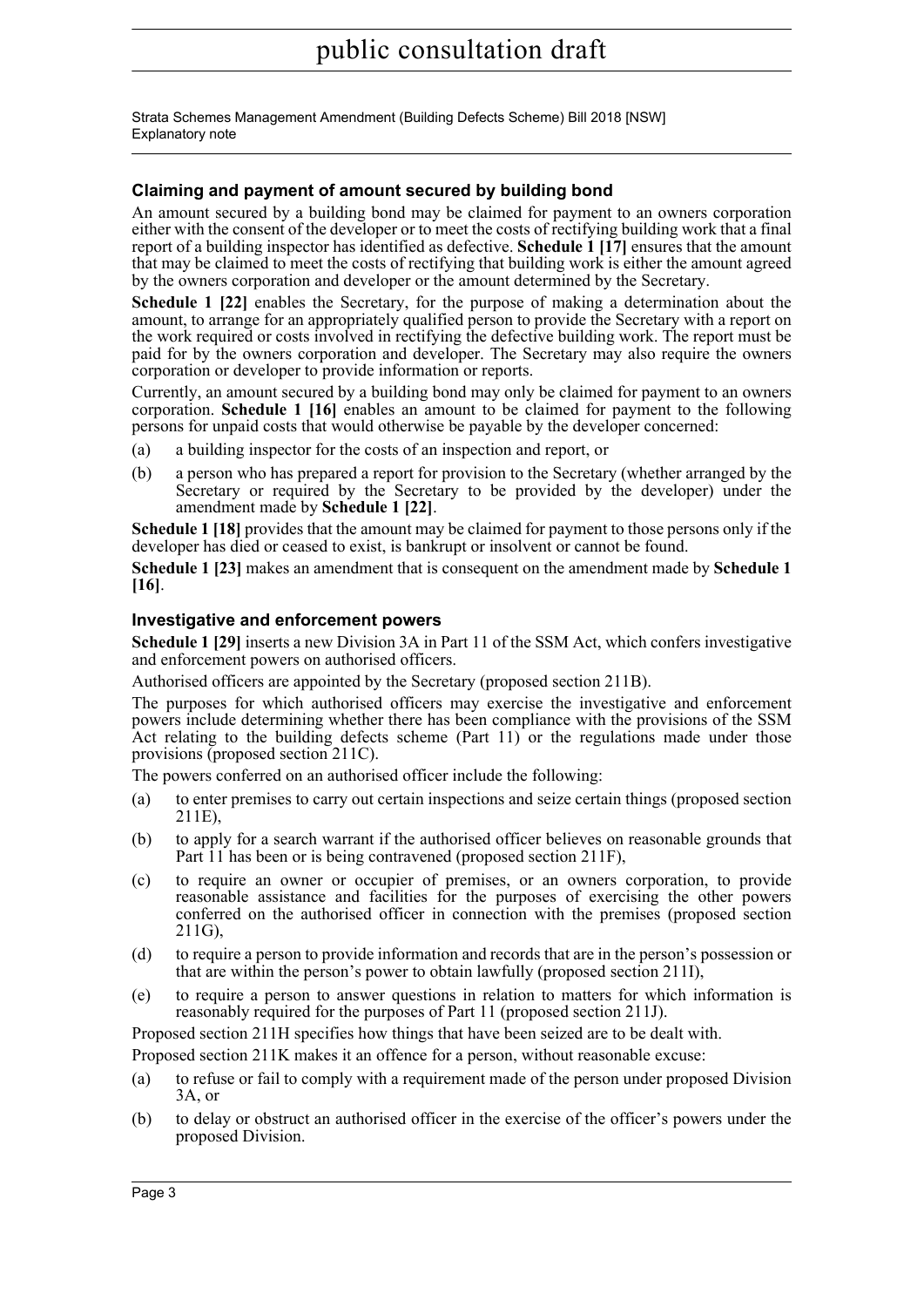## Claiming and payment of amount secured by building bond

An amount secured by a building bond may be claimed for payment to an owners corporation either with the consent of the developer or to meet the costs of rectifying building work that a final report of a building inspector has identified as defective. **Schedule 1 [17]** ensures that the amount that may be claimed to meet the costs of rectifying that building work is either the amount agreed by the owners corporation and developer or the amount determined by the Secretary.

**Schedule 1 [22]** enables the Secretary, for the purpose of making a determination about the amount, to arrange for an appropriately qualified person to provide the Secretary with a report on the work required or costs involved in rectifying the defective building work. The report must be paid for by the owners corporation and developer. The Secretary may also require the owners corporation or developer to provide information or reports.

Currently, an amount secured by a building bond may only be claimed for payment to an owners corporation. **Schedule 1 [16]** enables an amount to be claimed for payment to the following persons for unpaid costs that would otherwise be payable by the developer concerned:

(a) a building inspector for the costs of an inspection and report, or

(b) a person who has prepared a report for provision to the Secretary (whether arranged by the Secretary or required by the Secretary to be provided by the developer) under the amendment made by **Schedule 1 [22]**.

**Schedule 1 [18]** provides that the amount may be claimed for payment to those persons only if the developer has died or ceased to exist, is bankrupt or insolvent or cannot be found.

**Schedule 1 [23]** makes an amendment that is consequent on the amendment made by **Schedule 1 [16]**.

## Investigative and enforcement powers

**Schedule 1 [29]** inserts a new Division 3A in Part 11 of the SSM Act, which confers investigative and enforcement powers on authorised officers.

Authorised officers are appointed by the Secretary (proposed section 211B).

The purposes for which authorised officers may exercise the investigative and enforcement powers include determining whether there has been compliance with the provisions of the SSM Act relating to the building defects scheme (Part 11) or the regulations made under those provisions (proposed section 211C).

The powers conferred on an authorised officer include the following:

(a) to enter premises to carry out certain inspections and seize certain things (proposed section 211E),

(b) to apply for a search warrant if the authorised officer believes on reasonable grounds that Part 11 has been or is being contravened (proposed section 211F),

(c) to require an owner or occupier of premises, or an owners corporation, to provide reasonable assistance and facilities for the purposes of exercising the other powers conferred on the authorised officer in connection with the premises (proposed section 211G),

(d) to require a person to provide information and records that are in the person's possession or that are within the person's power to obtain lawfully (proposed section 211I),

(e) to require a person to answer questions in relation to matters for which information is reasonably required for the purposes of Part 11 (proposed section 211J).

Proposed section 211H specifies how things that have been seized are to be dealt with.

Proposed section 211K makes it an offence for a person, without reasonable excuse:

(a) to refuse or fail to comply with a requirement made of the person under proposed Division 3A, or

(b) to delay or obstruct an authorised officer in the exercise of the officer's powers under the proposed Division.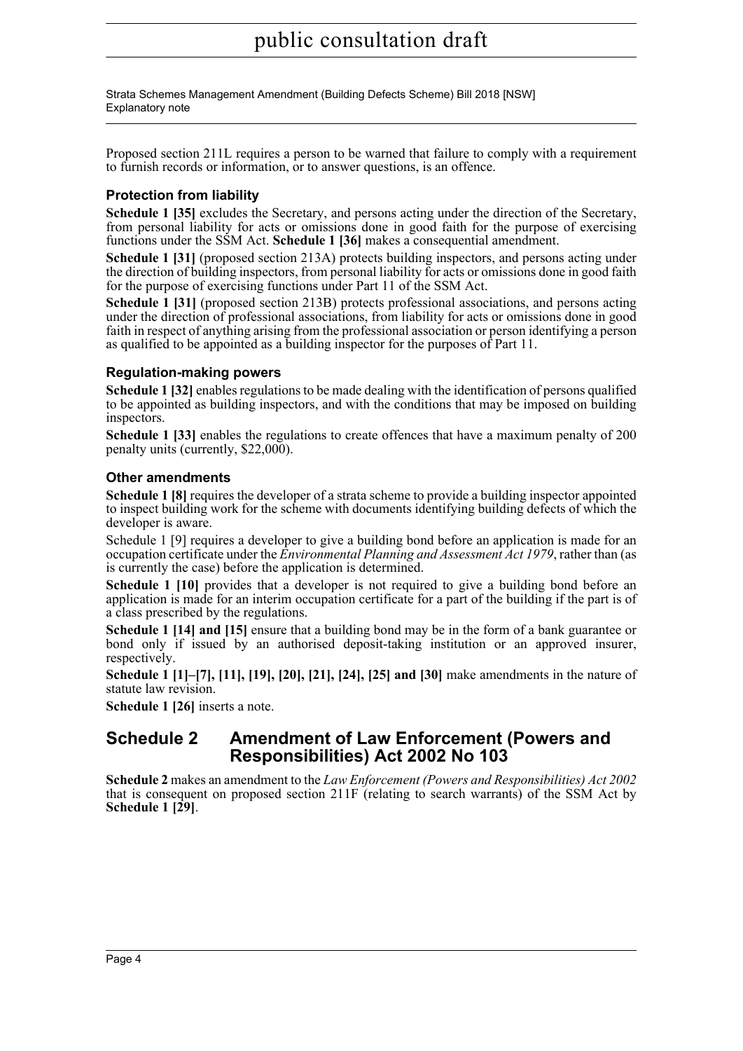Proposed section 211L requires a person to be warned that failure to comply with a requirement to furnish records or information, or to answer questions, is an offence.

### Protection from liability

**Schedule 1 [35]** excludes the Secretary, and persons acting under the direction of the Secretary, from personal liability for acts or omissions done in good faith for the purpose of exercising functions under the SSM Act. **Schedule 1 [36]** makes a consequential amendment.

**Schedule 1 [31]** (proposed section 213A) protects building inspectors, and persons acting under the direction of building inspectors, from personal liability for acts or omissions done in good faith for the purpose of exercising functions under Part 11 of the SSM Act.

**Schedule 1 [31]** (proposed section 213B) protects professional associations, and persons acting under the direction of professional associations, from liability for acts or omissions done in good faith in respect of anything arising from the professional association or person identifying a person as qualified to be appointed as a building inspector for the purposes of Part 11.

### Regulation-making powers

**Schedule 1 [32]** enables regulations to be made dealing with the identification of persons qualified to be appointed as building inspectors, and with the conditions that may be imposed on building inspectors.

**Schedule 1 [33]** enables the regulations to create offences that have a maximum penalty of 200 penalty units (currently, $22,000).

### Other amendments

**Schedule 1 [8]** requires the developer of a strata scheme to provide a building inspector appointed to inspect building work for the scheme with documents identifying building defects of which the developer is aware.

Schedule 1 [9] requires a developer to give a building bond before an application is made for an occupation certificate under the *Environmental Planning and Assessment Act 1979*, rather than (as is currently the case) before the application is determined.

**Schedule 1 [10]** provides that a developer is not required to give a building bond before an application is made for an interim occupation certificate for a part of the building if the part is of a class prescribed by the regulations.

**Schedule 1 [14] and [15]** ensure that a building bond may be in the form of a bank guarantee or bond only if issued by an authorised deposit-taking institution or an approved insurer, respectively.

**Schedule 1 [1]–[7], [11], [19], [20], [21], [24], [25] and [30]** make amendments in the nature of statute law revision.

**Schedule 1 [26]** inserts a note.

## Schedule 2 Amendment of Law Enforcement (Powers and Responsibilities) Act 2002 No 103

**Schedule 2** makes an amendment to the *Law Enforcement (Powers and Responsibilities) Act 2002* that is consequent on proposed section 211F (relating to search warrants) of the SSM Act by **Schedule 1 [29]**.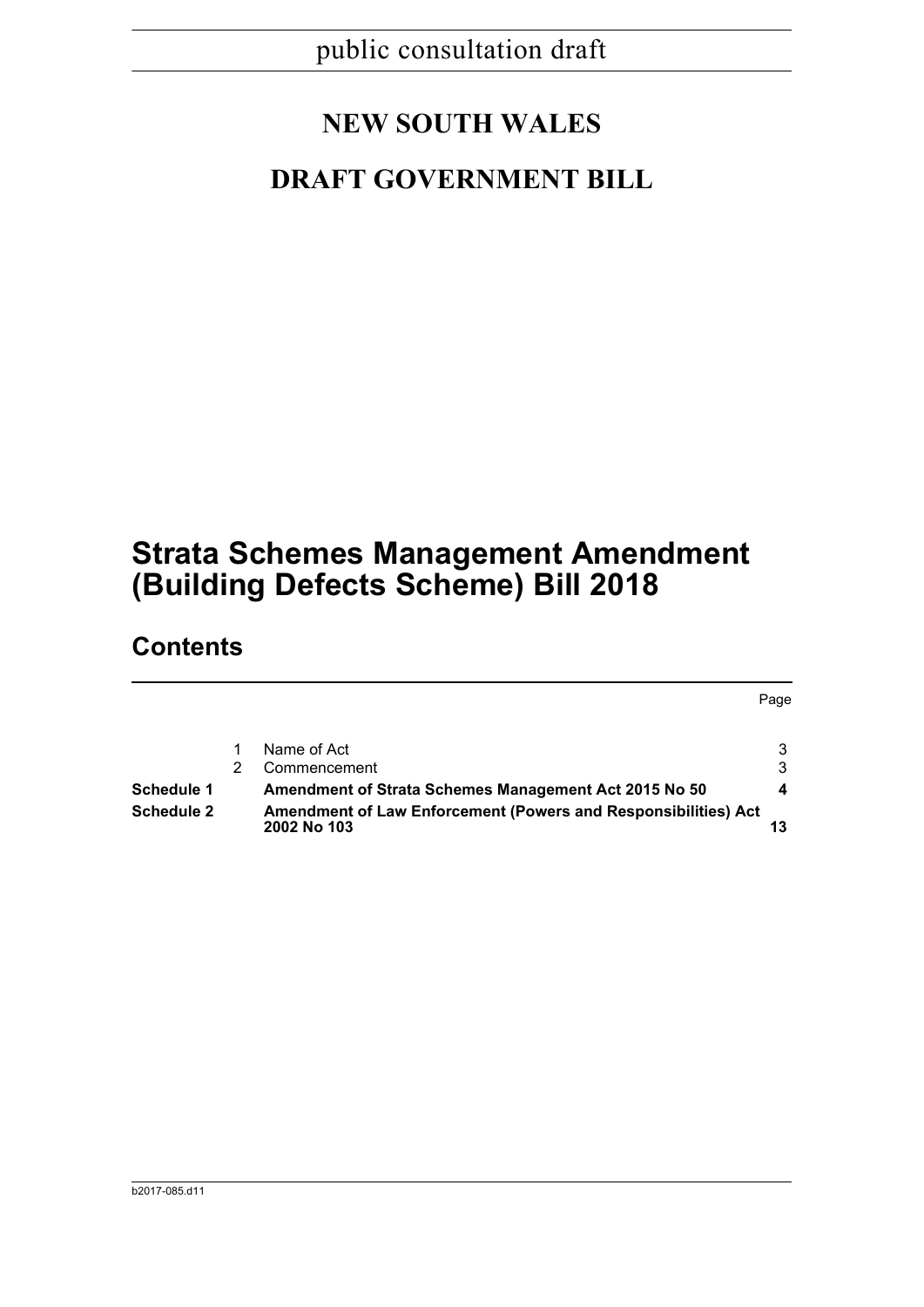public consultation draft

# NEW SOUTH WALES

## DRAFT GOVERNMENT BILL

# Strata Schemes Management Amendment (Building Defects Scheme) Bill 2018

## Contents

| | | | Page |
|---|---|---|---|
| | 1 | Name of Act | 3 |
| | 2 | Commencement | 3 |
| **Schedule 1** | | **Amendment of Strata Schemes Management Act 2015 No 50** | **4** |
| **Schedule 2** | | **Amendment of Law Enforcement (Powers and Responsibilities) Act 2002 No 103** | **13** |

b2017-085.d11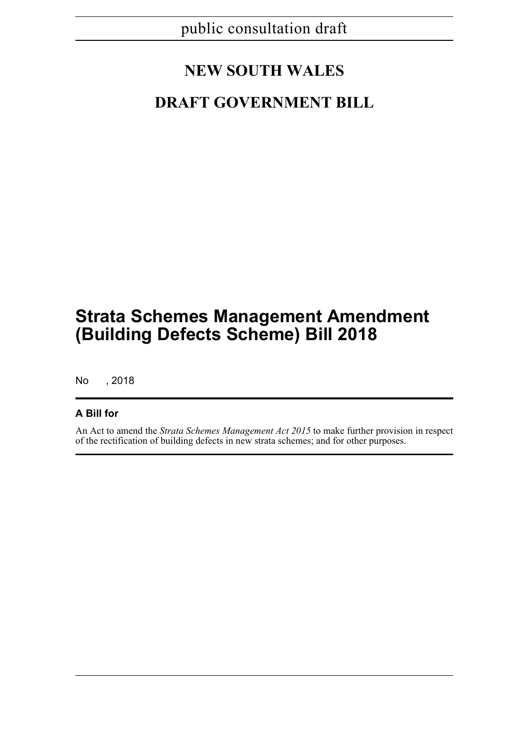public consultation draft

# NEW SOUTH WALES

# DRAFT GOVERNMENT BILL

# Strata Schemes Management Amendment (Building Defects Scheme) Bill 2018

No , 2018

## A Bill for

An Act to amend the *Strata Schemes Management Act 2015* to make further provision in respect of the rectification of building defects in new strata schemes; and for other purposes.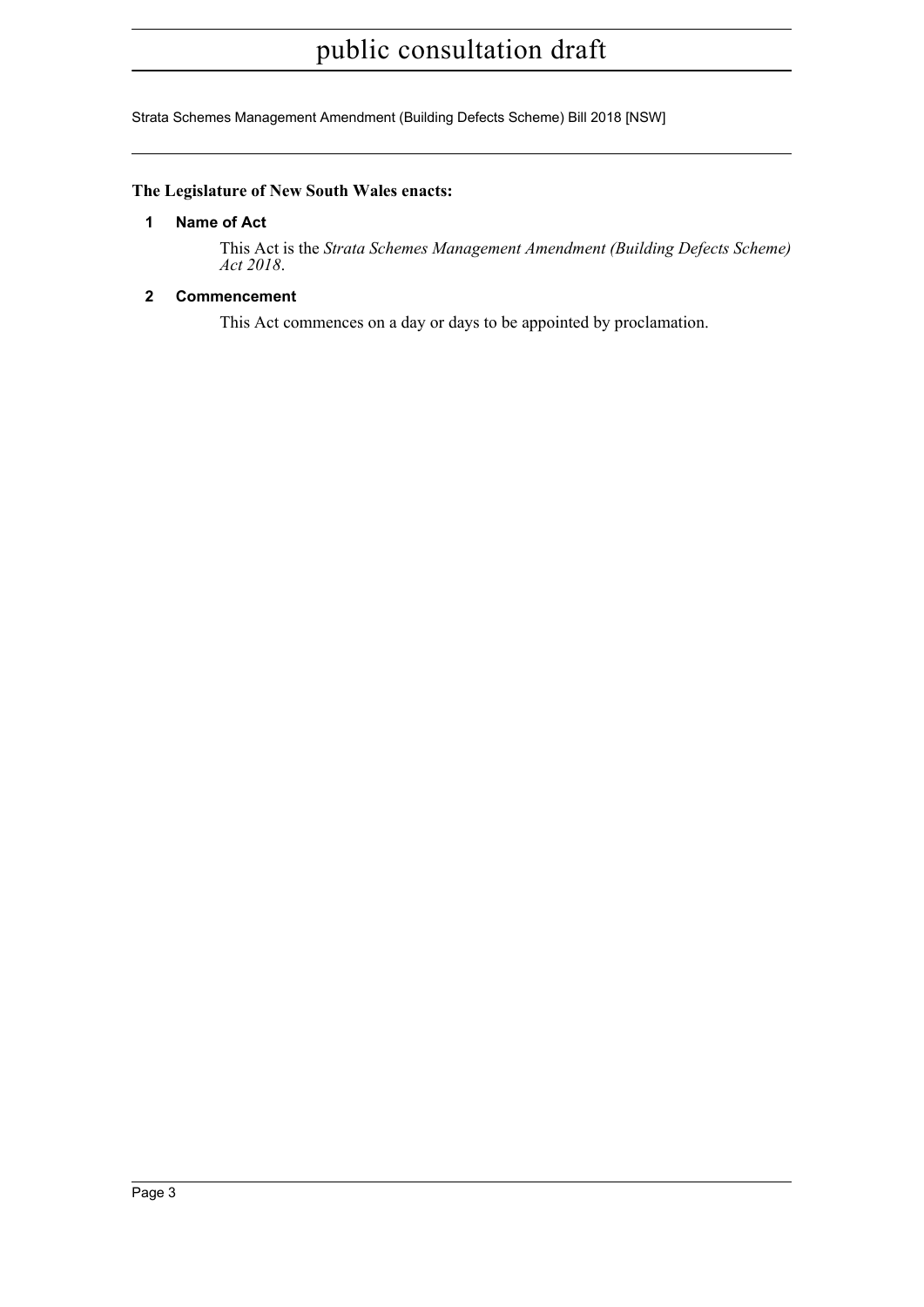**The Legislature of New South Wales enacts:**

## 1 Name of Act

This Act is the *Strata Schemes Management Amendment (Building Defects Scheme) Act 2018*.

## 2 Commencement

This Act commences on a day or days to be appointed by proclamation.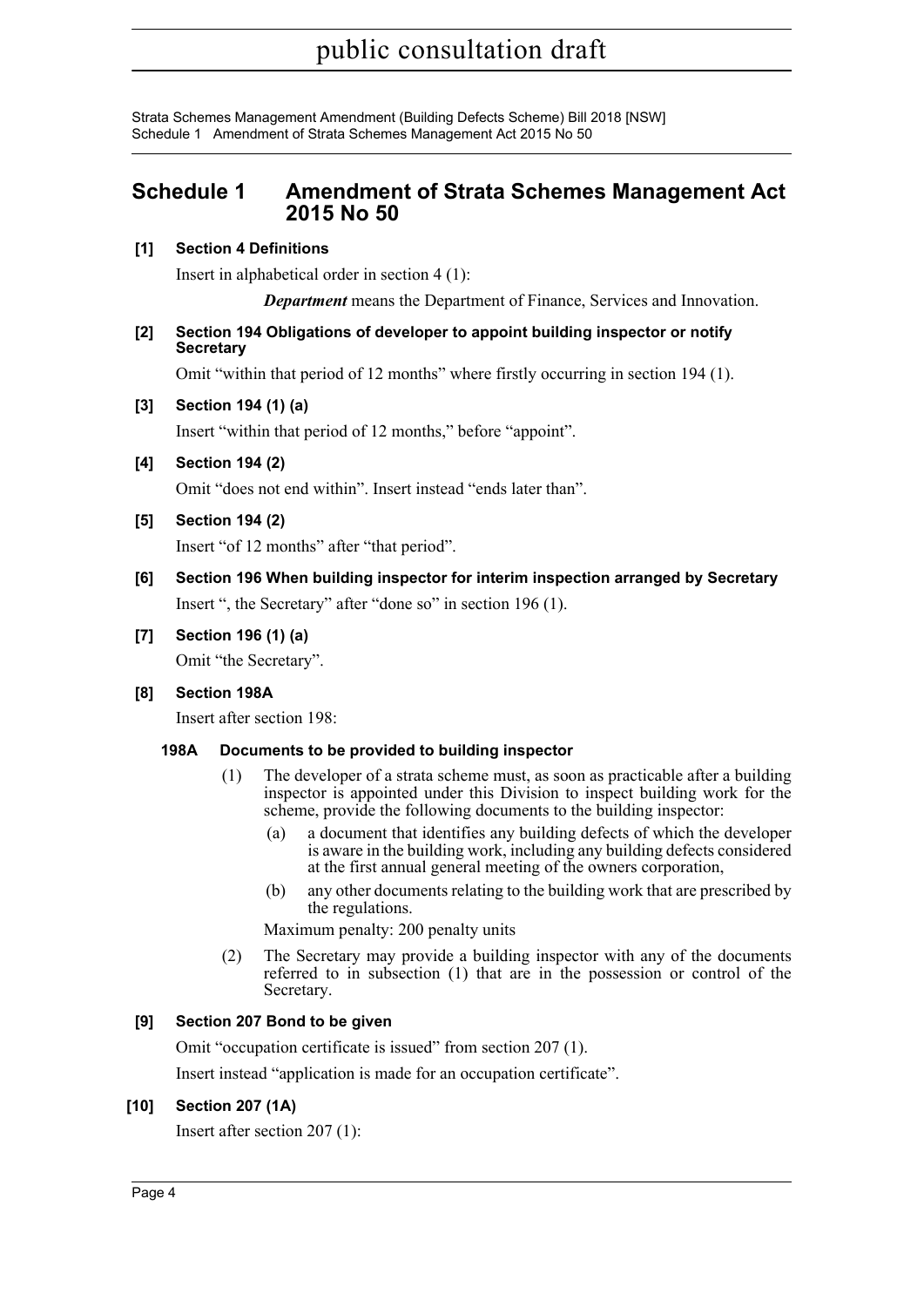# Schedule 1 Amendment of Strata Schemes Management Act 2015 No 50

**[1] Section 4 Definitions**

Insert in alphabetical order in section 4 (1):

> ***Department*** means the Department of Finance, Services and Innovation.

**[2] Section 194 Obligations of developer to appoint building inspector or notify Secretary**

Omit "within that period of 12 months" where firstly occurring in section 194 (1).

**[3] Section 194 (1) (a)**

Insert "within that period of 12 months," before "appoint".

**[4] Section 194 (2)**

Omit "does not end within". Insert instead "ends later than".

**[5] Section 194 (2)**

Insert "of 12 months" after "that period".

**[6] Section 196 When building inspector for interim inspection arranged by Secretary**

Insert ", the Secretary" after "done so" in section 196 (1).

**[7] Section 196 (1) (a)**

Omit "the Secretary".

**[8] Section 198A**

Insert after section 198:

**198A Documents to be provided to building inspector**

(1) The developer of a strata scheme must, as soon as practicable after a building inspector is appointed under this Division to inspect building work for the scheme, provide the following documents to the building inspector:

- (a) a document that identifies any building defects of which the developer is aware in the building work, including any building defects considered at the first annual general meeting of the owners corporation,
- (b) any other documents relating to the building work that are prescribed by the regulations.

Maximum penalty: 200 penalty units

(2) The Secretary may provide a building inspector with any of the documents referred to in subsection (1) that are in the possession or control of the Secretary.

**[9] Section 207 Bond to be given**

Omit "occupation certificate is issued" from section 207 (1).

Insert instead "application is made for an occupation certificate".

**[10] Section 207 (1A)**

Insert after section 207 (1):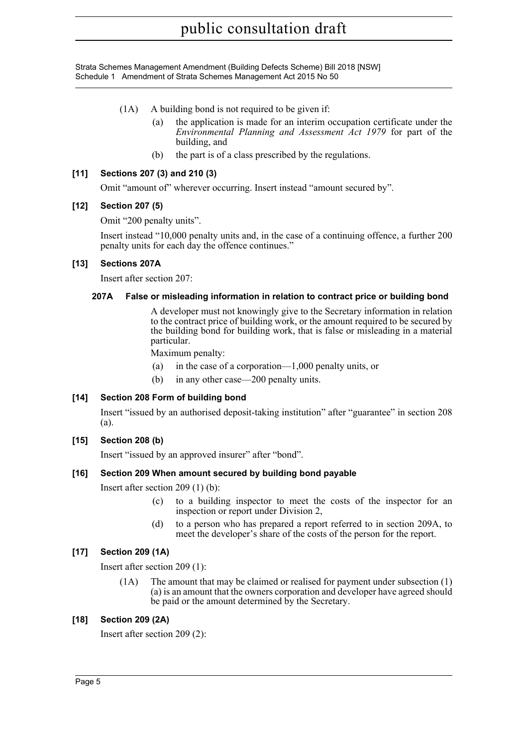(1A) A building bond is not required to be given if:

- (a) the application is made for an interim occupation certificate under the *Environmental Planning and Assessment Act 1979* for part of the building, and
- (b) the part is of a class prescribed by the regulations.

### [11] Sections 207 (3) and 210 (3)

Omit "amount of" wherever occurring. Insert instead "amount secured by".

### [12] Section 207 (5)

Omit "200 penalty units".

Insert instead "10,000 penalty units and, in the case of a continuing offence, a further 200 penalty units for each day the offence continues."

### [13] Sections 207A

Insert after section 207:

#### 207A False or misleading information in relation to contract price or building bond

A developer must not knowingly give to the Secretary information in relation to the contract price of building work, or the amount required to be secured by the building bond for building work, that is false or misleading in a material particular.

Maximum penalty:

- (a) in the case of a corporation—1,000 penalty units, or
- (b) in any other case—200 penalty units.

### [14] Section 208 Form of building bond

Insert "issued by an authorised deposit-taking institution" after "guarantee" in section 208 (a).

### [15] Section 208 (b)

Insert "issued by an approved insurer" after "bond".

### [16] Section 209 When amount secured by building bond payable

Insert after section 209 (1) (b):

- (c) to a building inspector to meet the costs of the inspector for an inspection or report under Division 2,
- (d) to a person who has prepared a report referred to in section 209A, to meet the developer's share of the costs of the person for the report.

### [17] Section 209 (1A)

Insert after section 209 (1):

(1A) The amount that may be claimed or realised for payment under subsection (1) (a) is an amount that the owners corporation and developer have agreed should be paid or the amount determined by the Secretary.

### [18] Section 209 (2A)

Insert after section 209 (2):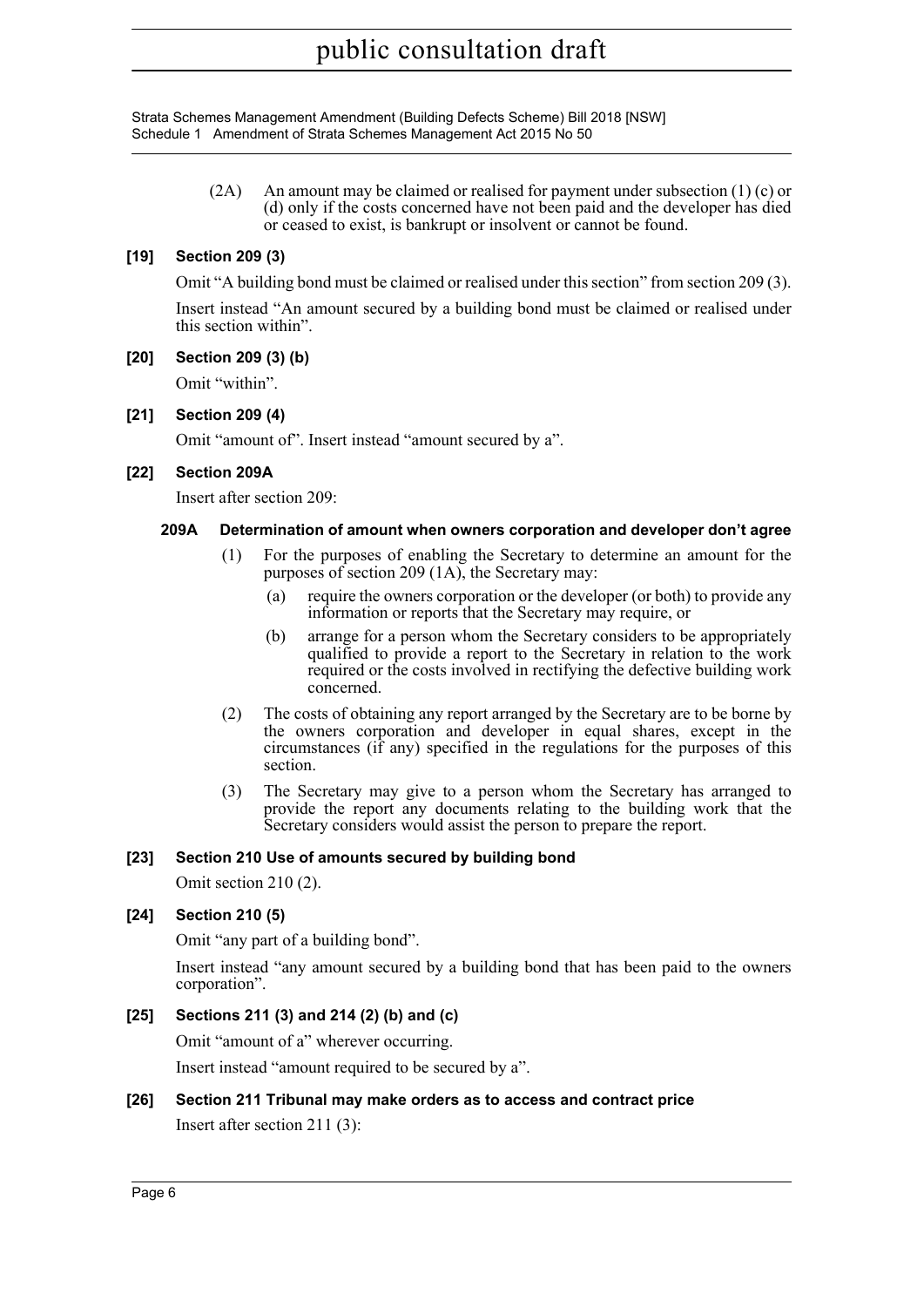(2A) An amount may be claimed or realised for payment under subsection (1) (c) or (d) only if the costs concerned have not been paid and the developer has died or ceased to exist, is bankrupt or insolvent or cannot be found.

**[19] Section 209 (3)**

Omit "A building bond must be claimed or realised under this section" from section 209 (3).

Insert instead "An amount secured by a building bond must be claimed or realised under this section within".

**[20] Section 209 (3) (b)**

Omit "within".

**[21] Section 209 (4)**

Omit "amount of". Insert instead "amount secured by a".

**[22] Section 209A**

Insert after section 209:

**209A Determination of amount when owners corporation and developer don't agree**

(1) For the purposes of enabling the Secretary to determine an amount for the purposes of section 209 (1A), the Secretary may:

(a) require the owners corporation or the developer (or both) to provide any information or reports that the Secretary may require, or

(b) arrange for a person whom the Secretary considers to be appropriately qualified to provide a report to the Secretary in relation to the work required or the costs involved in rectifying the defective building work concerned.

(2) The costs of obtaining any report arranged by the Secretary are to be borne by the owners corporation and developer in equal shares, except in the circumstances (if any) specified in the regulations for the purposes of this section.

(3) The Secretary may give to a person whom the Secretary has arranged to provide the report any documents relating to the building work that the Secretary considers would assist the person to prepare the report.

**[23] Section 210 Use of amounts secured by building bond**

Omit section 210 (2).

**[24] Section 210 (5)**

Omit "any part of a building bond".

Insert instead "any amount secured by a building bond that has been paid to the owners corporation".

**[25] Sections 211 (3) and 214 (2) (b) and (c)**

Omit "amount of a" wherever occurring.

Insert instead "amount required to be secured by a".

**[26] Section 211 Tribunal may make orders as to access and contract price**

Insert after section 211 (3):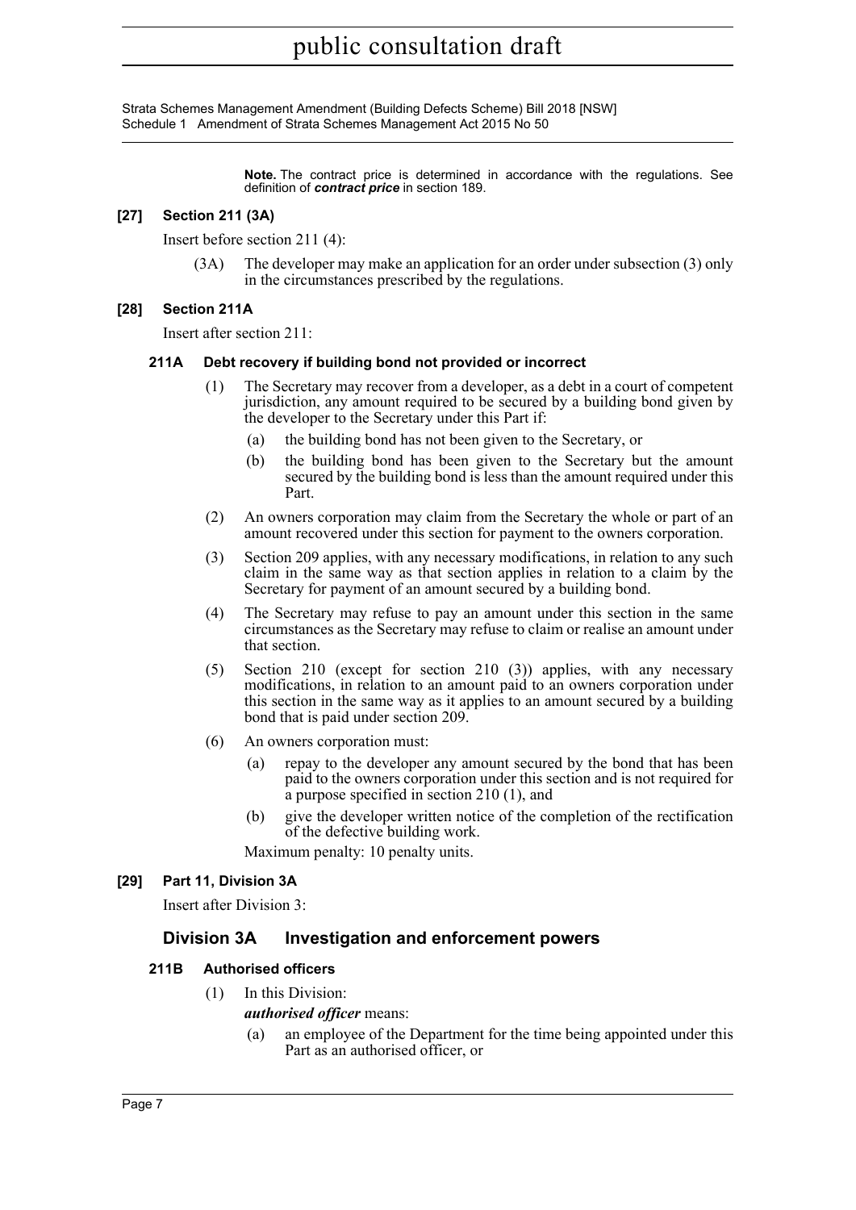**Note.** The contract price is determined in accordance with the regulations. See definition of ***contract price*** in section 189.

### [27] Section 211 (3A)

Insert before section 211 (4):

(3A) The developer may make an application for an order under subsection (3) only in the circumstances prescribed by the regulations.

### [28] Section 211A

Insert after section 211:

#### 211A Debt recovery if building bond not provided or incorrect

(1) The Secretary may recover from a developer, as a debt in a court of competent jurisdiction, any amount required to be secured by a building bond given by the developer to the Secretary under this Part if:

(a) the building bond has not been given to the Secretary, or

(b) the building bond has been given to the Secretary but the amount secured by the building bond is less than the amount required under this Part.

(2) An owners corporation may claim from the Secretary the whole or part of an amount recovered under this section for payment to the owners corporation.

(3) Section 209 applies, with any necessary modifications, in relation to any such claim in the same way as that section applies in relation to a claim by the Secretary for payment of an amount secured by a building bond.

(4) The Secretary may refuse to pay an amount under this section in the same circumstances as the Secretary may refuse to claim or realise an amount under that section.

(5) Section 210 (except for section 210 (3)) applies, with any necessary modifications, in relation to an amount paid to an owners corporation under this section in the same way as it applies to an amount secured by a building bond that is paid under section 209.

(6) An owners corporation must:

(a) repay to the developer any amount secured by the bond that has been paid to the owners corporation under this section and is not required for a purpose specified in section 210 (1), and

(b) give the developer written notice of the completion of the rectification of the defective building work.

Maximum penalty: 10 penalty units.

### [29] Part 11, Division 3A

Insert after Division 3:

## Division 3A Investigation and enforcement powers

#### 211B Authorised officers

(1) In this Division:

***authorised officer*** means:

(a) an employee of the Department for the time being appointed under this Part as an authorised officer, or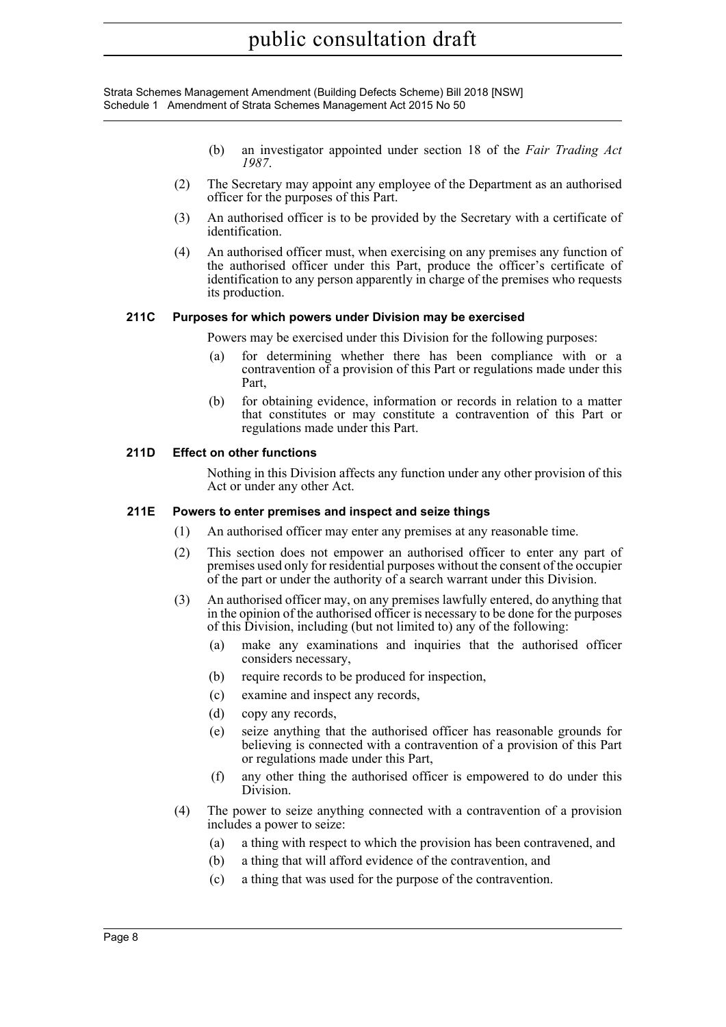(b) an investigator appointed under section 18 of the *Fair Trading Act 1987*.

(2) The Secretary may appoint any employee of the Department as an authorised officer for the purposes of this Part.

(3) An authorised officer is to be provided by the Secretary with a certificate of identification.

(4) An authorised officer must, when exercising on any premises any function of the authorised officer under this Part, produce the officer's certificate of identification to any person apparently in charge of the premises who requests its production.

#### 211C Purposes for which powers under Division may be exercised

Powers may be exercised under this Division for the following purposes:

(a) for determining whether there has been compliance with or a contravention of a provision of this Part or regulations made under this Part,

(b) for obtaining evidence, information or records in relation to a matter that constitutes or may constitute a contravention of this Part or regulations made under this Part.

#### 211D Effect on other functions

Nothing in this Division affects any function under any other provision of this Act or under any other Act.

#### 211E Powers to enter premises and inspect and seize things

(1) An authorised officer may enter any premises at any reasonable time.

(2) This section does not empower an authorised officer to enter any part of premises used only for residential purposes without the consent of the occupier of the part or under the authority of a search warrant under this Division.

(3) An authorised officer may, on any premises lawfully entered, do anything that in the opinion of the authorised officer is necessary to be done for the purposes of this Division, including (but not limited to) any of the following:

(a) make any examinations and inquiries that the authorised officer considers necessary,

(b) require records to be produced for inspection,

(c) examine and inspect any records,

(d) copy any records,

(e) seize anything that the authorised officer has reasonable grounds for believing is connected with a contravention of a provision of this Part or regulations made under this Part,

(f) any other thing the authorised officer is empowered to do under this Division.

(4) The power to seize anything connected with a contravention of a provision includes a power to seize:

(a) a thing with respect to which the provision has been contravened, and

(b) a thing that will afford evidence of the contravention, and

(c) a thing that was used for the purpose of the contravention.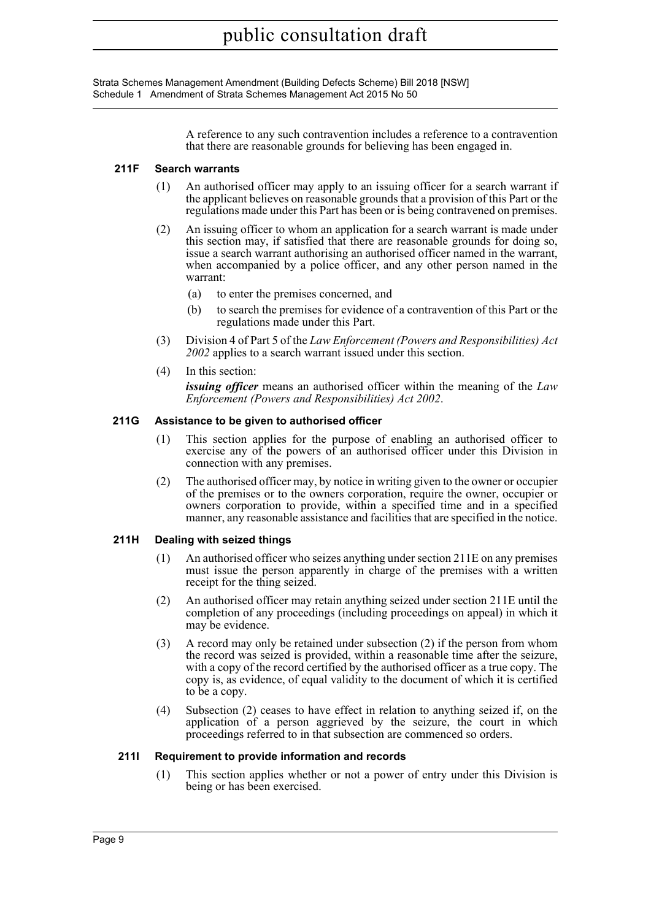A reference to any such contravention includes a reference to a contravention that there are reasonable grounds for believing has been engaged in.

#### 211F Search warrants

(1) An authorised officer may apply to an issuing officer for a search warrant if the applicant believes on reasonable grounds that a provision of this Part or the regulations made under this Part has been or is being contravened on premises.

(2) An issuing officer to whom an application for a search warrant is made under this section may, if satisfied that there are reasonable grounds for doing so, issue a search warrant authorising an authorised officer named in the warrant, when accompanied by a police officer, and any other person named in the warrant:

- (a) to enter the premises concerned, and
- (b) to search the premises for evidence of a contravention of this Part or the regulations made under this Part.

(3) Division 4 of Part 5 of the *Law Enforcement (Powers and Responsibilities) Act 2002* applies to a search warrant issued under this section.

(4) In this section:

***issuing officer*** means an authorised officer within the meaning of the *Law Enforcement (Powers and Responsibilities) Act 2002*.

#### 211G Assistance to be given to authorised officer

(1) This section applies for the purpose of enabling an authorised officer to exercise any of the powers of an authorised officer under this Division in connection with any premises.

(2) The authorised officer may, by notice in writing given to the owner or occupier of the premises or to the owners corporation, require the owner, occupier or owners corporation to provide, within a specified time and in a specified manner, any reasonable assistance and facilities that are specified in the notice.

#### 211H Dealing with seized things

(1) An authorised officer who seizes anything under section 211E on any premises must issue the person apparently in charge of the premises with a written receipt for the thing seized.

(2) An authorised officer may retain anything seized under section 211E until the completion of any proceedings (including proceedings on appeal) in which it may be evidence.

(3) A record may only be retained under subsection (2) if the person from whom the record was seized is provided, within a reasonable time after the seizure, with a copy of the record certified by the authorised officer as a true copy. The copy is, as evidence, of equal validity to the document of which it is certified to be a copy.

(4) Subsection (2) ceases to have effect in relation to anything seized if, on the application of a person aggrieved by the seizure, the court in which proceedings referred to in that subsection are commenced so orders.

#### 211I Requirement to provide information and records

(1) This section applies whether or not a power of entry under this Division is being or has been exercised.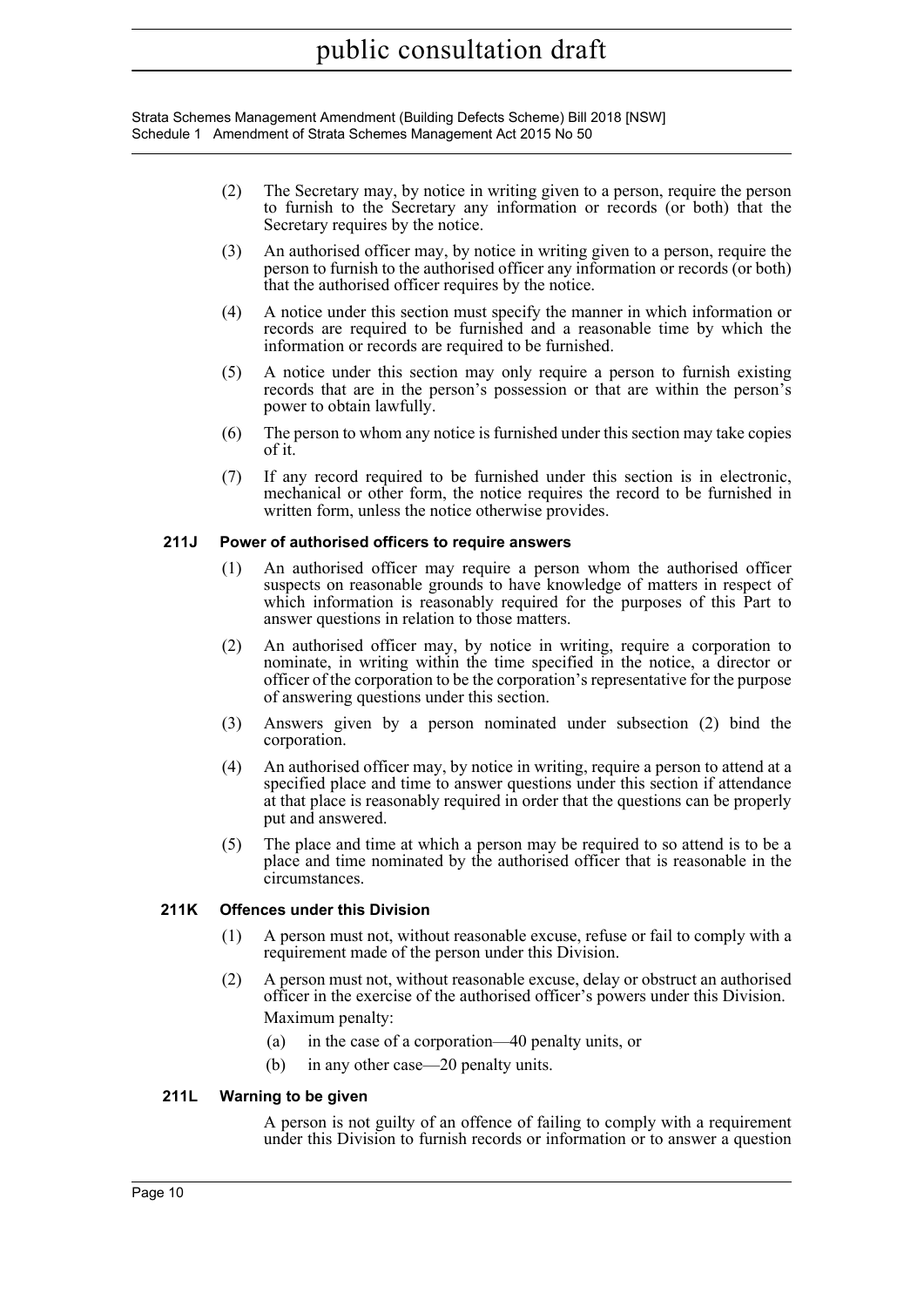(2) The Secretary may, by notice in writing given to a person, require the person to furnish to the Secretary any information or records (or both) that the Secretary requires by the notice.

(3) An authorised officer may, by notice in writing given to a person, require the person to furnish to the authorised officer any information or records (or both) that the authorised officer requires by the notice.

(4) A notice under this section must specify the manner in which information or records are required to be furnished and a reasonable time by which the information or records are required to be furnished.

(5) A notice under this section may only require a person to furnish existing records that are in the person's possession or that are within the person's power to obtain lawfully.

(6) The person to whom any notice is furnished under this section may take copies of it.

(7) If any record required to be furnished under this section is in electronic, mechanical or other form, the notice requires the record to be furnished in written form, unless the notice otherwise provides.

### 211J Power of authorised officers to require answers

(1) An authorised officer may require a person whom the authorised officer suspects on reasonable grounds to have knowledge of matters in respect of which information is reasonably required for the purposes of this Part to answer questions in relation to those matters.

(2) An authorised officer may, by notice in writing, require a corporation to nominate, in writing within the time specified in the notice, a director or officer of the corporation to be the corporation's representative for the purpose of answering questions under this section.

(3) Answers given by a person nominated under subsection (2) bind the corporation.

(4) An authorised officer may, by notice in writing, require a person to attend at a specified place and time to answer questions under this section if attendance at that place is reasonably required in order that the questions can be properly put and answered.

(5) The place and time at which a person may be required to so attend is to be a place and time nominated by the authorised officer that is reasonable in the circumstances.

### 211K Offences under this Division

(1) A person must not, without reasonable excuse, refuse or fail to comply with a requirement made of the person under this Division.

(2) A person must not, without reasonable excuse, delay or obstruct an authorised officer in the exercise of the authorised officer's powers under this Division.

Maximum penalty:

(a) in the case of a corporation—40 penalty units, or

(b) in any other case—20 penalty units.

### 211L Warning to be given

A person is not guilty of an offence of failing to comply with a requirement under this Division to furnish records or information or to answer a question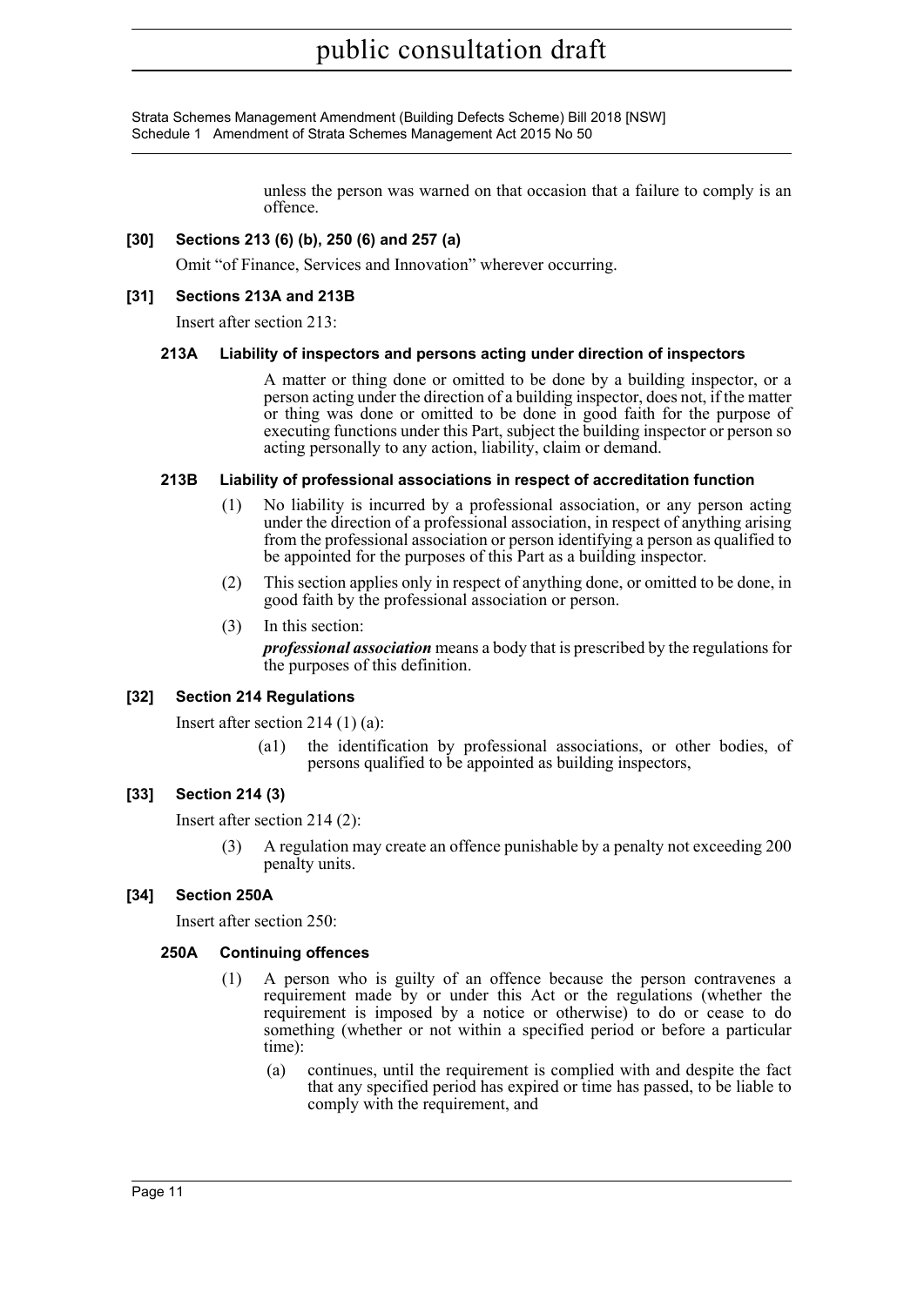unless the person was warned on that occasion that a failure to comply is an offence.

### [30] Sections 213 (6) (b), 250 (6) and 257 (a)

Omit "of Finance, Services and Innovation" wherever occurring.

### [31] Sections 213A and 213B

Insert after section 213:

#### 213A Liability of inspectors and persons acting under direction of inspectors

A matter or thing done or omitted to be done by a building inspector, or a person acting under the direction of a building inspector, does not, if the matter or thing was done or omitted to be done in good faith for the purpose of executing functions under this Part, subject the building inspector or person so acting personally to any action, liability, claim or demand.

#### 213B Liability of professional associations in respect of accreditation function

(1) No liability is incurred by a professional association, or any person acting under the direction of a professional association, in respect of anything arising from the professional association or person identifying a person as qualified to be appointed for the purposes of this Part as a building inspector.

(2) This section applies only in respect of anything done, or omitted to be done, in good faith by the professional association or person.

(3) In this section:

***professional association*** means a body that is prescribed by the regulations for the purposes of this definition.

### [32] Section 214 Regulations

Insert after section 214 (1) (a):

(a1) the identification by professional associations, or other bodies, of persons qualified to be appointed as building inspectors,

### [33] Section 214 (3)

Insert after section 214 (2):

(3) A regulation may create an offence punishable by a penalty not exceeding 200 penalty units.

### [34] Section 250A

Insert after section 250:

#### 250A Continuing offences

(1) A person who is guilty of an offence because the person contravenes a requirement made by or under this Act or the regulations (whether the requirement is imposed by a notice or otherwise) to do or cease to do something (whether or not within a specified period or before a particular time):

(a) continues, until the requirement is complied with and despite the fact that any specified period has expired or time has passed, to be liable to comply with the requirement, and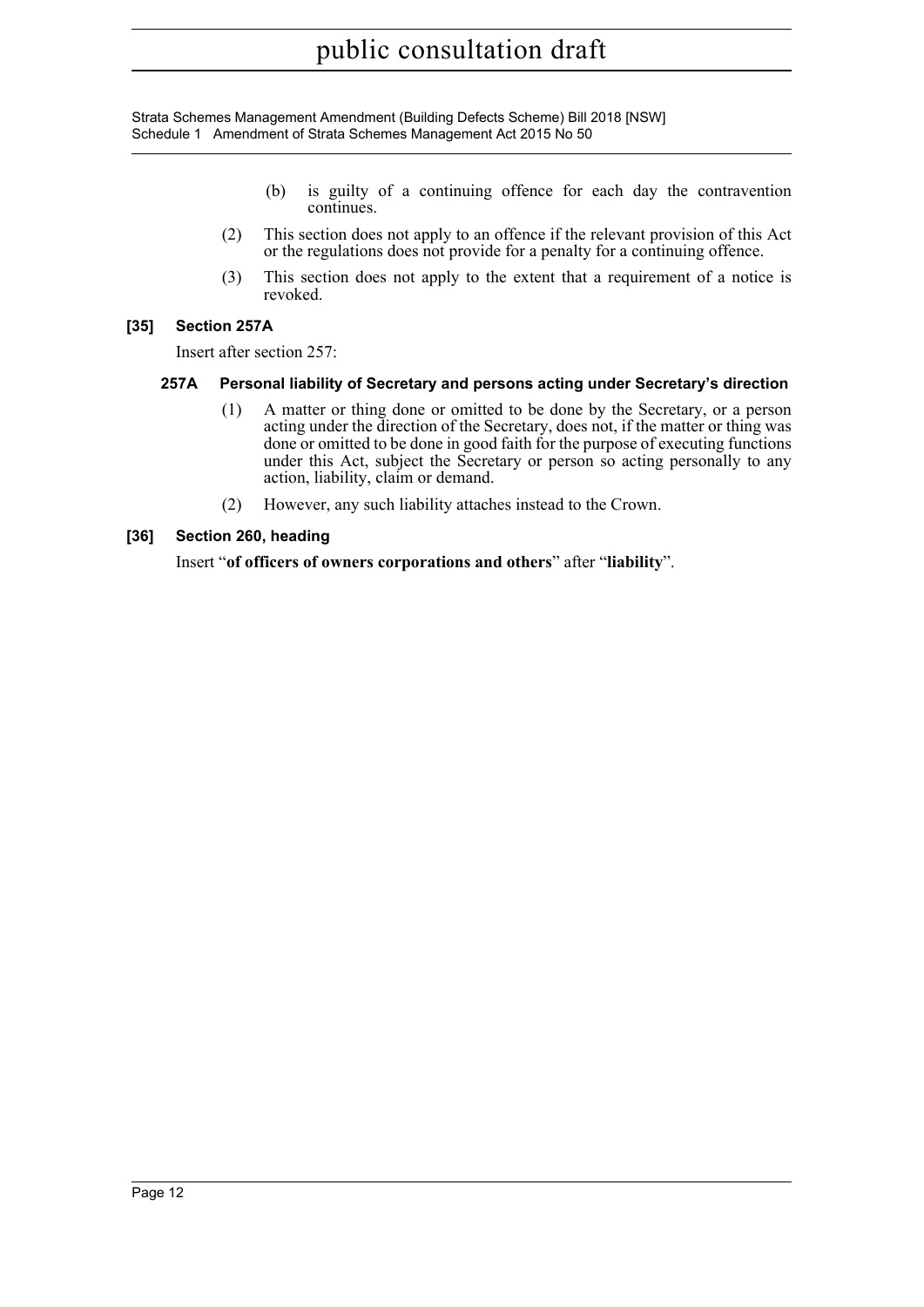(b) is guilty of a continuing offence for each day the contravention continues.

(2) This section does not apply to an offence if the relevant provision of this Act or the regulations does not provide for a penalty for a continuing offence.

(3) This section does not apply to the extent that a requirement of a notice is revoked.

**[35] Section 257A**

Insert after section 257:

**257A Personal liability of Secretary and persons acting under Secretary's direction**

(1) A matter or thing done or omitted to be done by the Secretary, or a person acting under the direction of the Secretary, does not, if the matter or thing was done or omitted to be done in good faith for the purpose of executing functions under this Act, subject the Secretary or person so acting personally to any action, liability, claim or demand.

(2) However, any such liability attaches instead to the Crown.

**[36] Section 260, heading**

Insert "**of officers of owners corporations and others**" after "**liability**".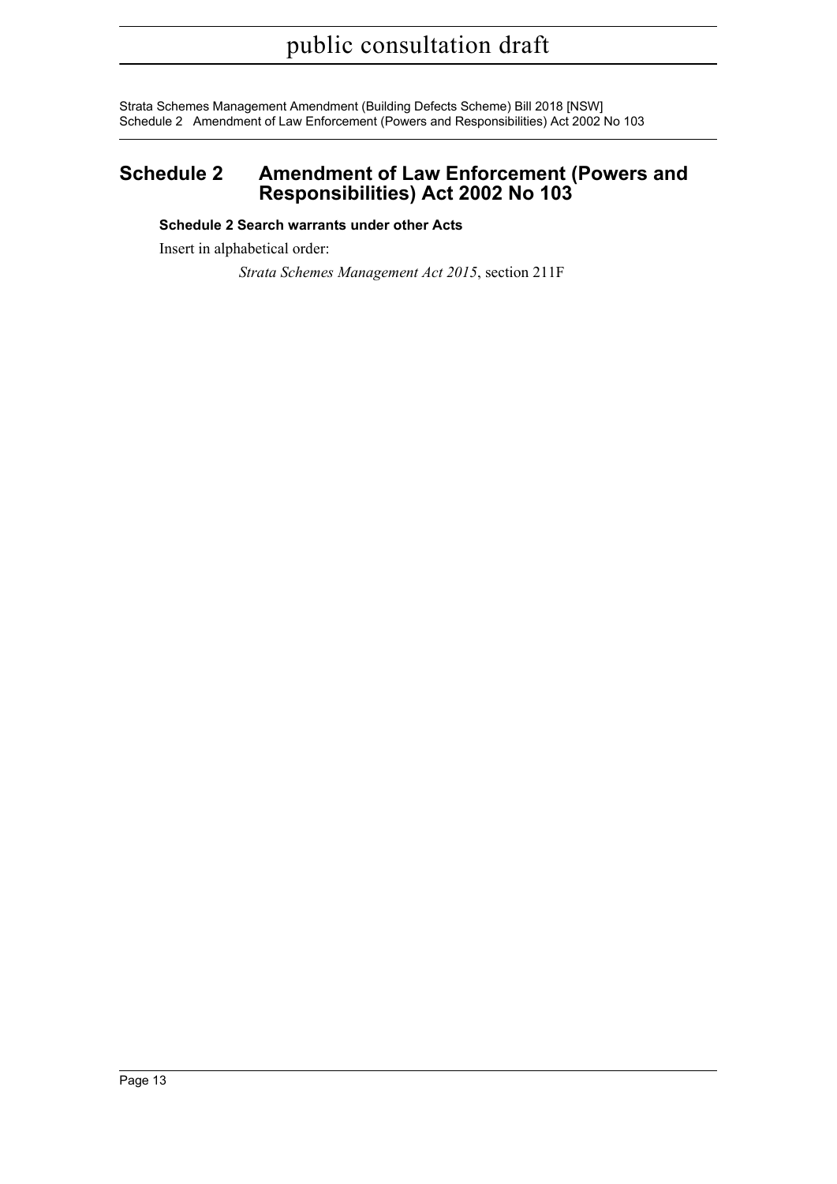# Schedule 2 Amendment of Law Enforcement (Powers and Responsibilities) Act 2002 No 103

**Schedule 2 Search warrants under other Acts**

Insert in alphabetical order:

*Strata Schemes Management Act 2015*, section 211F